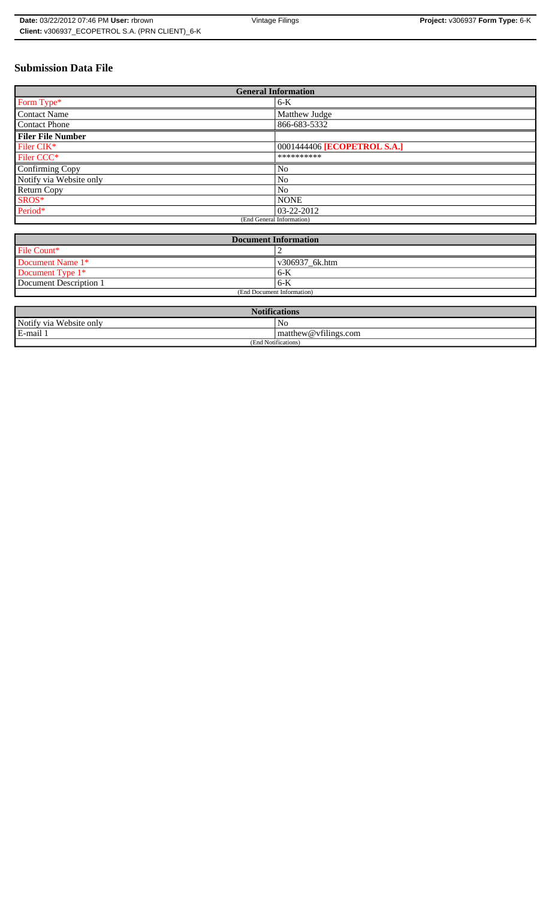# Submission Data File

| General Information | |
|---|---|
| Form Type* | 6-K |
| Contact Name | Matthew Judge |
| Contact Phone | 866-683-5332 |
| **Filer File Number** | |
| Filer CIK* | 0001444406 **[ECOPETROL S.A.]** |
| Filer CCC* | ********** |
| Confirming Copy | No |
| Notify via Website only | No |
| Return Copy | No |
| SROS* | NONE |
| Period* | 03-22-2012 |
| (End General Information) | |

| Document Information | |
|---|---|
| File Count* | 2 |
| Document Name 1* | v306937_6k.htm |
| Document Type 1* | 6-K |
| Document Description 1 | 6-K |
| (End Document Information) | |

| Notifications | |
|---|---|
| Notify via Website only | No |
| E-mail 1 | matthew@vfilings.com |
| (End Notifications) | |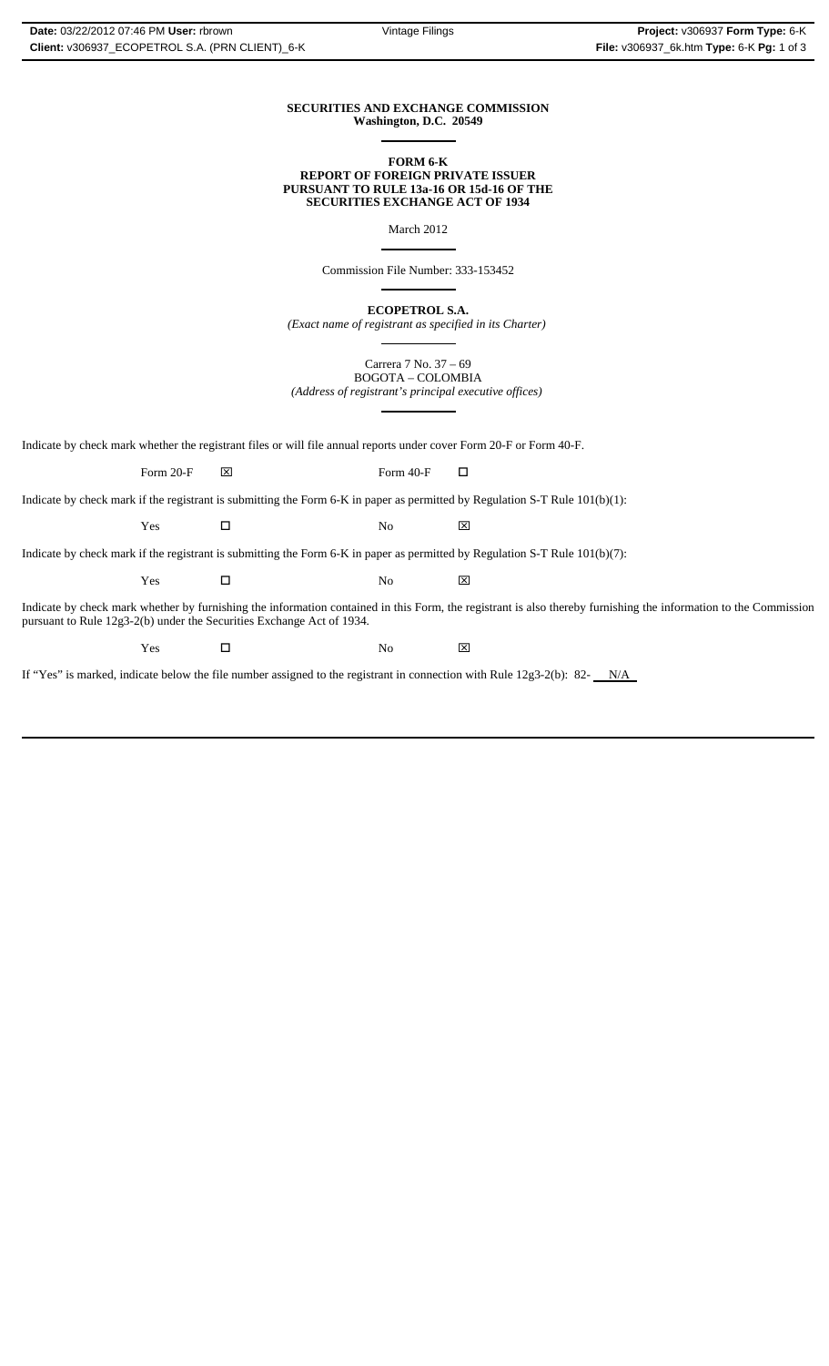**SECURITIES AND EXCHANGE COMMISSION**
**Washington, D.C. 20549**

**FORM 6-K**
**REPORT OF FOREIGN PRIVATE ISSUER**
**PURSUANT TO RULE 13a-16 OR 15d-16 OF THE**
**SECURITIES EXCHANGE ACT OF 1934**

March 2012

Commission File Number: 333-153452

**ECOPETROL S.A.**
*(Exact name of registrant as specified in its Charter)*

Carrera 7 No. 37 – 69
BOGOTA – COLOMBIA
*(Address of registrant's principal executive offices)*

Indicate by check mark whether the registrant files or will file annual reports under cover Form 20-F or Form 40-F.

Form 20-F ☒ Form 40-F ☐

Indicate by check mark if the registrant is submitting the Form 6-K in paper as permitted by Regulation S-T Rule 101(b)(1):

Yes ☐ No ☒

Indicate by check mark if the registrant is submitting the Form 6-K in paper as permitted by Regulation S-T Rule 101(b)(7):

Yes ☐ No ☒

Indicate by check mark whether by furnishing the information contained in this Form, the registrant is also thereby furnishing the information to the Commission pursuant to Rule 12g3-2(b) under the Securities Exchange Act of 1934.

Yes ☐ No ☒

If "Yes" is marked, indicate below the file number assigned to the registrant in connection with Rule 12g3-2(b): 82- N/A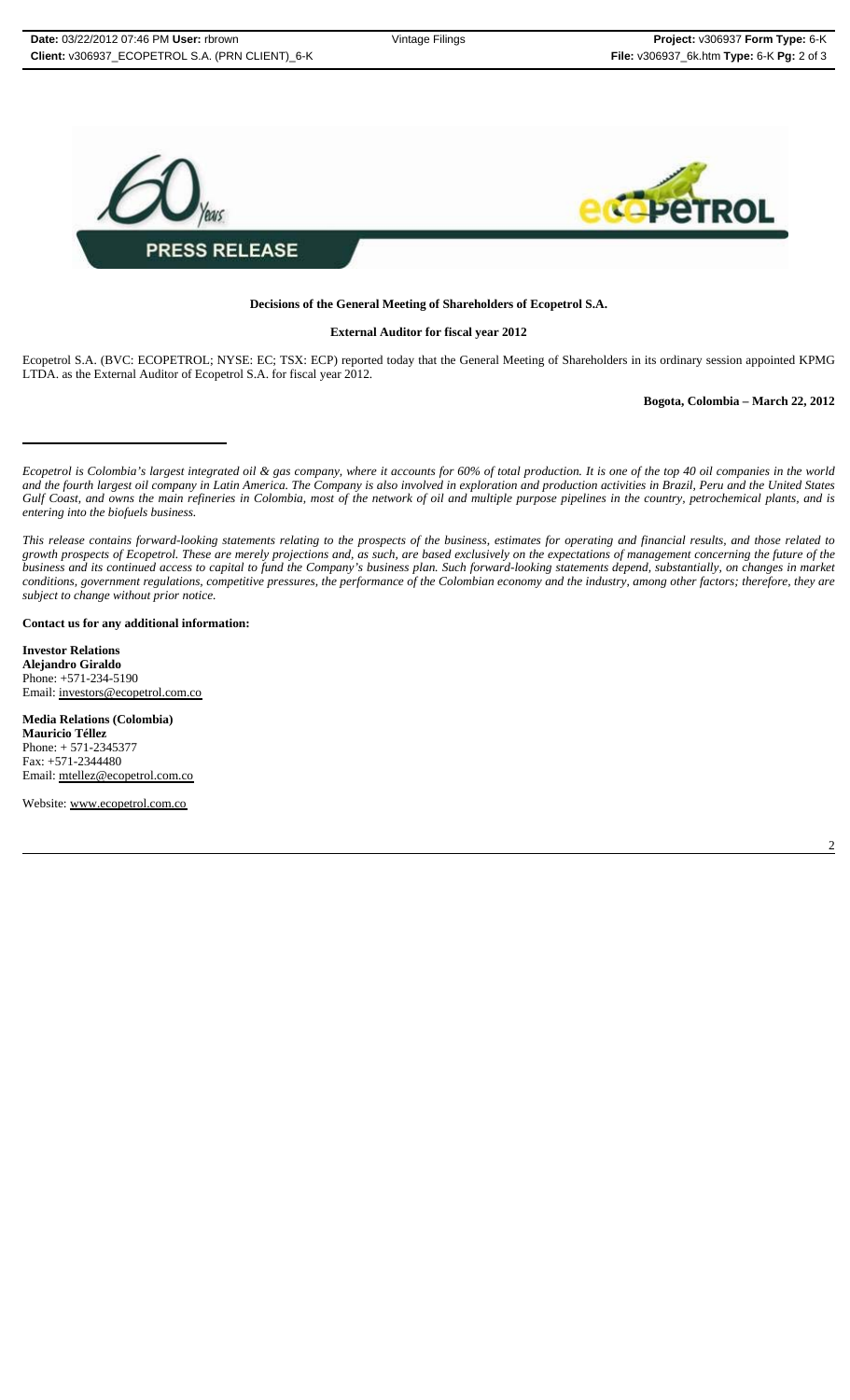**PRESS RELEASE**

**Decisions of the General Meeting of Shareholders of Ecopetrol S.A.**

**External Auditor for fiscal year 2012**

Ecopetrol S.A. (BVC: ECOPETROL; NYSE: EC; TSX: ECP) reported today that the General Meeting of Shareholders in its ordinary session appointed KPMG LTDA. as the External Auditor of Ecopetrol S.A. for fiscal year 2012.

**Bogota, Colombia – March 22, 2012**

---

*Ecopetrol is Colombia's largest integrated oil & gas company, where it accounts for 60% of total production. It is one of the top 40 oil companies in the world and the fourth largest oil company in Latin America. The Company is also involved in exploration and production activities in Brazil, Peru and the United States Gulf Coast, and owns the main refineries in Colombia, most of the network of oil and multiple purpose pipelines in the country, petrochemical plants, and is entering into the biofuels business.*

*This release contains forward-looking statements relating to the prospects of the business, estimates for operating and financial results, and those related to growth prospects of Ecopetrol. These are merely projections and, as such, are based exclusively on the expectations of management concerning the future of the business and its continued access to capital to fund the Company's business plan. Such forward-looking statements depend, substantially, on changes in market conditions, government regulations, competitive pressures, the performance of the Colombian economy and the industry, among other factors; therefore, they are subject to change without prior notice.*

**Contact us for any additional information:**

**Investor Relations**
**Alejandro Giraldo**
Phone: +571-234-5190
Email: investors@ecopetrol.com.co

**Media Relations (Colombia)**
**Mauricio Téllez**
Phone: + 571-2345377
Fax: +571-2344480
Email: mtellez@ecopetrol.com.co

Website: www.ecopetrol.com.co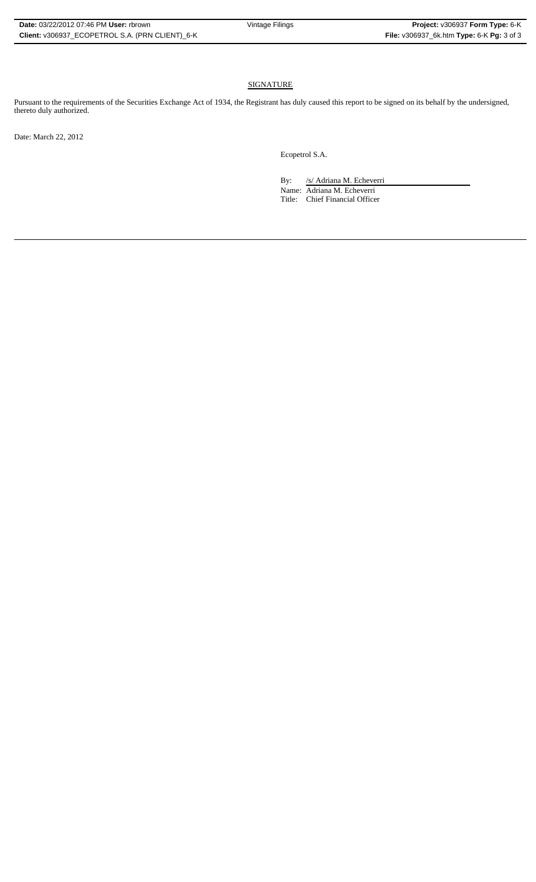## SIGNATURE

Pursuant to the requirements of the Securities Exchange Act of 1934, the Registrant has duly caused this report to be signed on its behalf by the undersigned, thereto duly authorized.

Date: March 22, 2012

Ecopetrol S.A.

By: /s/ Adriana M. Echeverri

Name: Adriana M. Echeverri

Title: Chief Financial Officer